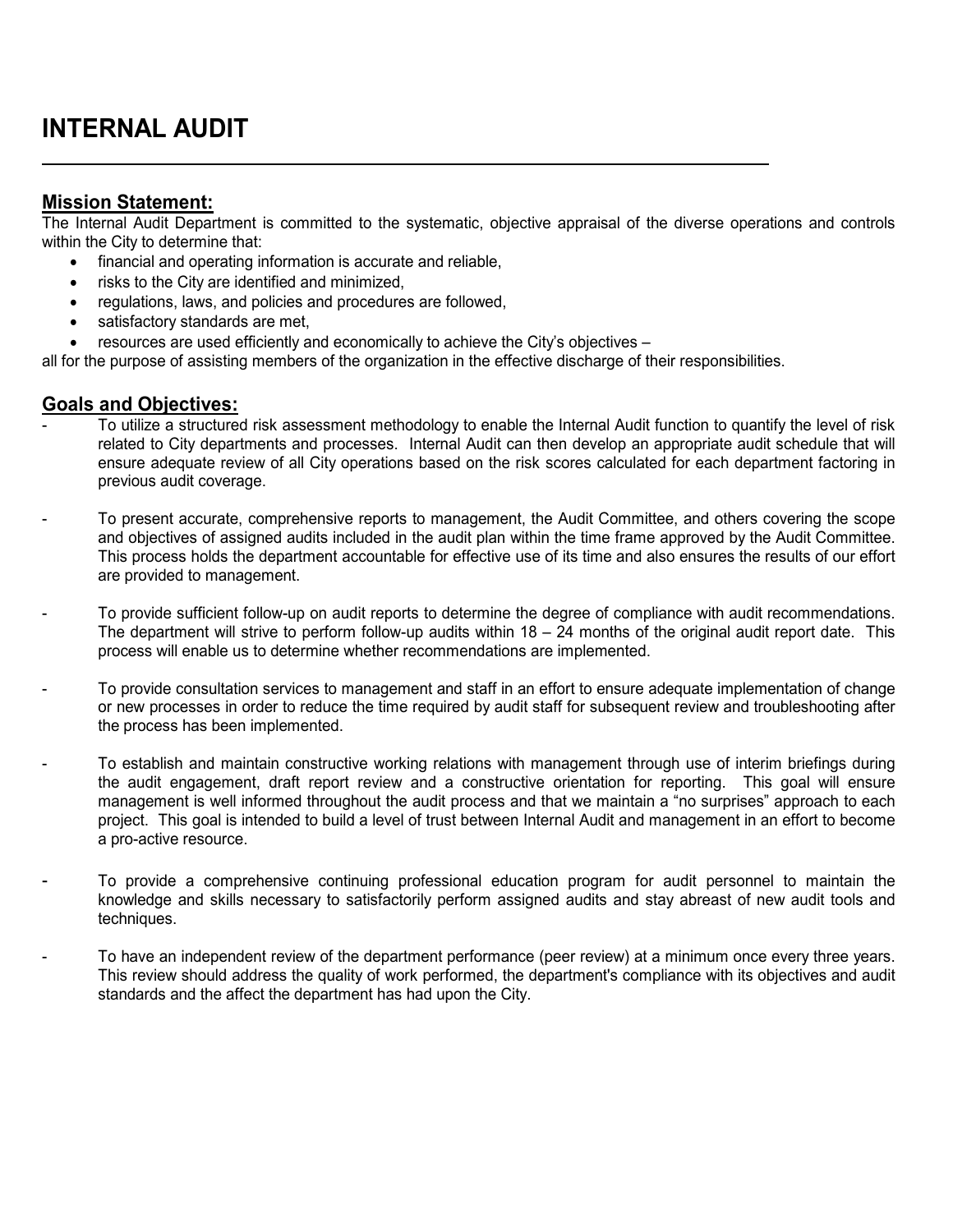# INTERNAL AUDIT

## Mission Statement:

The Internal Audit Department is committed to the systematic, objective appraisal of the diverse operations and controls within the City to determine that:

- financial and operating information is accurate and reliable,
- risks to the City are identified and minimized,
- regulations, laws, and policies and procedures are followed,
- satisfactory standards are met,
- resources are used efficiently and economically to achieve the City's objectives –

all for the purpose of assisting members of the organization in the effective discharge of their responsibilities.

## Goals and Objectives:

- To utilize a structured risk assessment methodology to enable the Internal Audit function to quantify the level of risk related to City departments and processes. Internal Audit can then develop an appropriate audit schedule that will ensure adequate review of all City operations based on the risk scores calculated for each department factoring in previous audit coverage.

- To present accurate, comprehensive reports to management, the Audit Committee, and others covering the scope and objectives of assigned audits included in the audit plan within the time frame approved by the Audit Committee. This process holds the department accountable for effective use of its time and also ensures the results of our effort are provided to management.

- To provide sufficient follow-up on audit reports to determine the degree of compliance with audit recommendations. The department will strive to perform follow-up audits within 18 – 24 months of the original audit report date. This process will enable us to determine whether recommendations are implemented.

- To provide consultation services to management and staff in an effort to ensure adequate implementation of change or new processes in order to reduce the time required by audit staff for subsequent review and troubleshooting after the process has been implemented.

- To establish and maintain constructive working relations with management through use of interim briefings during the audit engagement, draft report review and a constructive orientation for reporting. This goal will ensure management is well informed throughout the audit process and that we maintain a "no surprises" approach to each project. This goal is intended to build a level of trust between Internal Audit and management in an effort to become a pro-active resource.

- To provide a comprehensive continuing professional education program for audit personnel to maintain the knowledge and skills necessary to satisfactorily perform assigned audits and stay abreast of new audit tools and techniques.

- To have an independent review of the department performance (peer review) at a minimum once every three years. This review should address the quality of work performed, the department's compliance with its objectives and audit standards and the affect the department has had upon the City.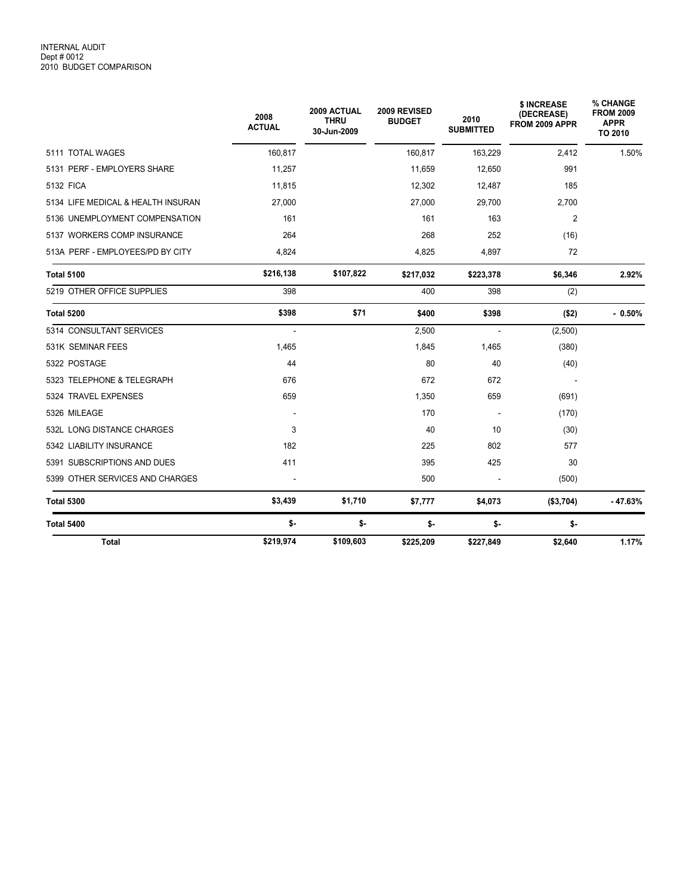INTERNAL AUDIT
Dept # 0012
2010 BUDGET COMPARISON

| | 2008 ACTUAL | 2009 ACTUAL THRU 30-Jun-2009 | 2009 REVISED BUDGET | 2010 SUBMITTED | $ INCREASE (DECREASE) FROM 2009 APPR | % CHANGE FROM 2009 APPR TO 2010 |
|---|---|---|---|---|---|---|
| 5111 TOTAL WAGES | 160,817 | | 160,817 | 163,229 | 2,412 | 1.50% |
| 5131 PERF - EMPLOYERS SHARE | 11,257 | | 11,659 | 12,650 | 991 | |
| 5132 FICA | 11,815 | | 12,302 | 12,487 | 185 | |
| 5134 LIFE MEDICAL & HEALTH INSURAN | 27,000 | | 27,000 | 29,700 | 2,700 | |
| 5136 UNEMPLOYMENT COMPENSATION | 161 | | 161 | 163 | 2 | |
| 5137 WORKERS COMP INSURANCE | 264 | | 268 | 252 | (16) | |
| 513A PERF - EMPLOYEES/PD BY CITY | 4,824 | | 4,825 | 4,897 | 72 | |
| **Total 5100** | **$216,138** | **$107,822** | **$217,032** | **$223,378** | **$6,346** | **2.92%** |
| 5219 OTHER OFFICE SUPPLIES | 398 | | 400 | 398 | (2) | |
| **Total 5200** | **$398** | **$71** | **$400** | **$398** | **($2)** | **- 0.50%** |
| 5314 CONSULTANT SERVICES | - | | 2,500 | - | (2,500) | |
| 531K SEMINAR FEES | 1,465 | | 1,845 | 1,465 | (380) | |
| 5322 POSTAGE | 44 | | 80 | 40 | (40) | |
| 5323 TELEPHONE & TELEGRAPH | 676 | | 672 | 672 | - | |
| 5324 TRAVEL EXPENSES | 659 | | 1,350 | 659 | (691) | |
| 5326 MILEAGE | - | | 170 | - | (170) | |
| 532L LONG DISTANCE CHARGES | 3 | | 40 | 10 | (30) | |
| 5342 LIABILITY INSURANCE | 182 | | 225 | 802 | 577 | |
| 5391 SUBSCRIPTIONS AND DUES | 411 | | 395 | 425 | 30 | |
| 5399 OTHER SERVICES AND CHARGES | - | | 500 | - | (500) | |
| **Total 5300** | **$3,439** | **$1,710** | **$7,777** | **$4,073** | **($3,704)** | **- 47.63%** |
| **Total 5400** | **$-** | **$-** | **$-** | **$-** | **$-** | |
| **Total** | **$219,974** | **$109,603** | **$225,209** | **$227,849** | **$2,640** | **1.17%** |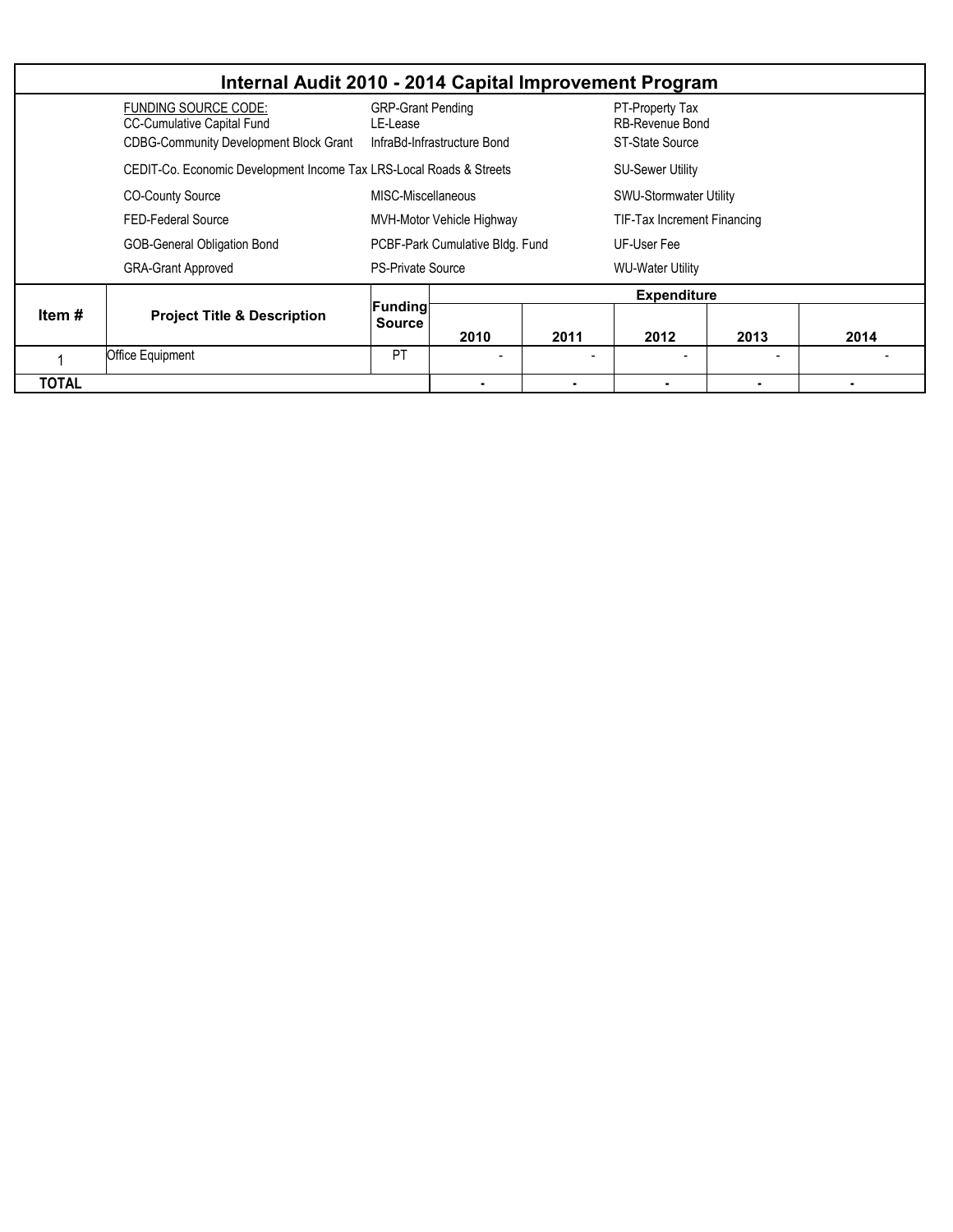# Internal Audit 2010 - 2014 Capital Improvement Program

| | | |
|---|---|---|
| FUNDING SOURCE CODE: | GRP-Grant Pending | PT-Property Tax |
| CC-Cumulative Capital Fund | LE-Lease | RB-Revenue Bond |
| CDBG-Community Development Block Grant | InfraBd-Infrastructure Bond | ST-State Source |
| CEDIT-Co. Economic Development Income Tax | LRS-Local Roads & Streets | SU-Sewer Utility |
| CO-County Source | MISC-Miscellaneous | SWU-Stormwater Utility |
| FED-Federal Source | MVH-Motor Vehicle Highway | TIF-Tax Increment Financing |
| GOB-General Obligation Bond | PCBF-Park Cumulative Bldg. Fund | UF-User Fee |
| GRA-Grant Approved | PS-Private Source | WU-Water Utility |

| Item # | Project Title & Description | Funding Source | Expenditure | | | | |
|---|---|---|---|---|---|---|---|
| | | | 2010 | 2011 | 2012 | 2013 | 2014 |
| 1 | Office Equipment | PT | - | - | - | - | - |
| TOTAL | | | - | - | - | - | - |